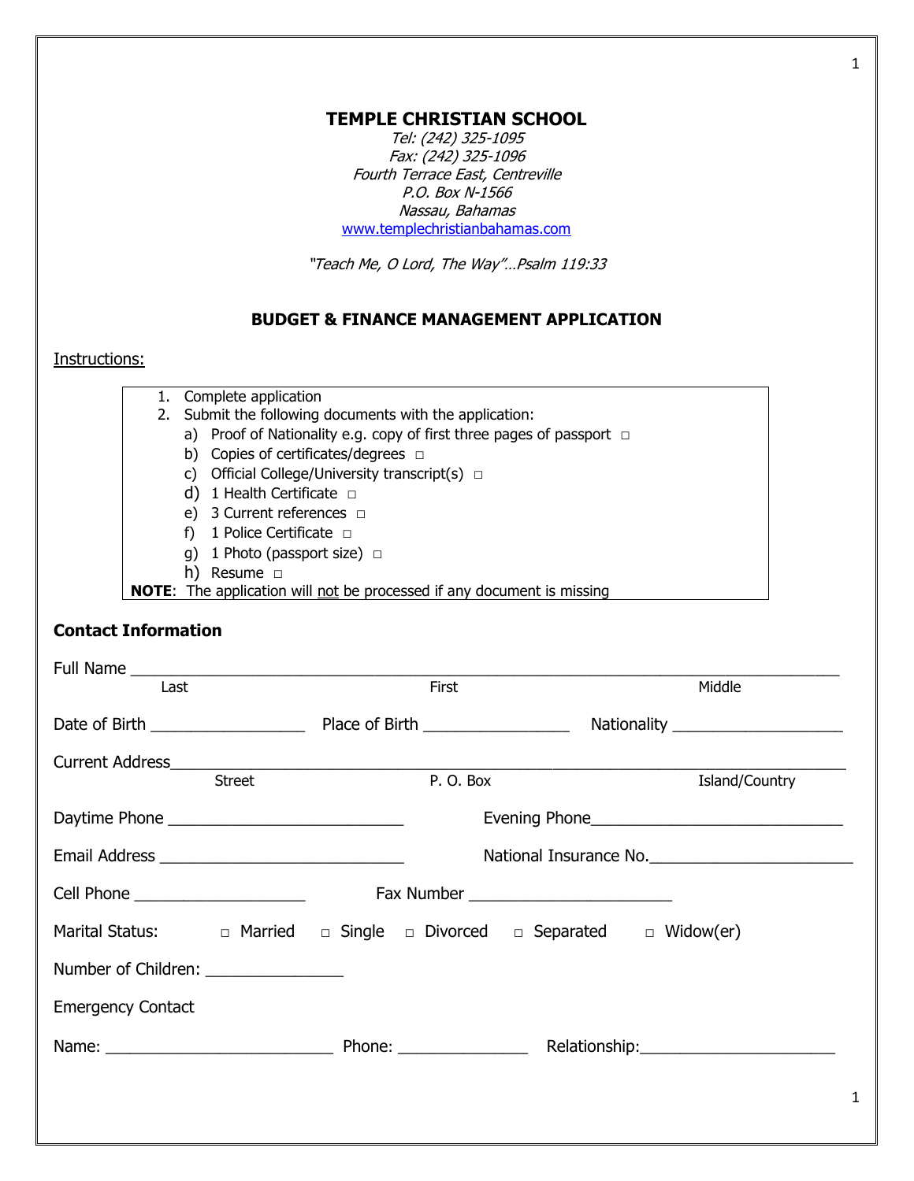# TEMPLE CHRISTIAN SCHOOL

*Tel: (242) 325-1095*
*Fax: (242) 325-1096*
*Fourth Terrace East, Centreville*
*P.O. Box N-1566*
*Nassau, Bahamas*
[www.templechristianbahamas.com](http://www.templechristianbahamas.com)

*"Teach Me, O Lord, The Way"…Psalm 119:33*

## BUDGET & FINANCE MANAGEMENT APPLICATION

Instructions:

1. Complete application
2. Submit the following documents with the application:
   a) Proof of Nationality e.g. copy of first three pages of passport □
   b) Copies of certificates/degrees □
   c) Official College/University transcript(s) □
   d) 1 Health Certificate □
   e) 3 Current references □
   f) 1 Police Certificate □
   g) 1 Photo (passport size) □
   h) Resume □

**NOTE**: The application will not be processed if any document is missing

### Contact Information

Full Name ____________________________________________________________
Last First Middle

Date of Birth _______________ Place of Birth ______________ Nationality ________________

Current Address_________________________________________________________
Street P. O. Box Island/Country

Daytime Phone ______________________ Evening Phone________________________

Email Address ______________________ National Insurance No.___________________

Cell Phone _______________ Fax Number ___________________

Marital Status: □ Married □ Single □ Divorced □ Separated □ Widow(er)

Number of Children: ____________

Emergency Contact

Name: ____________________ Phone: ____________ Relationship:_________________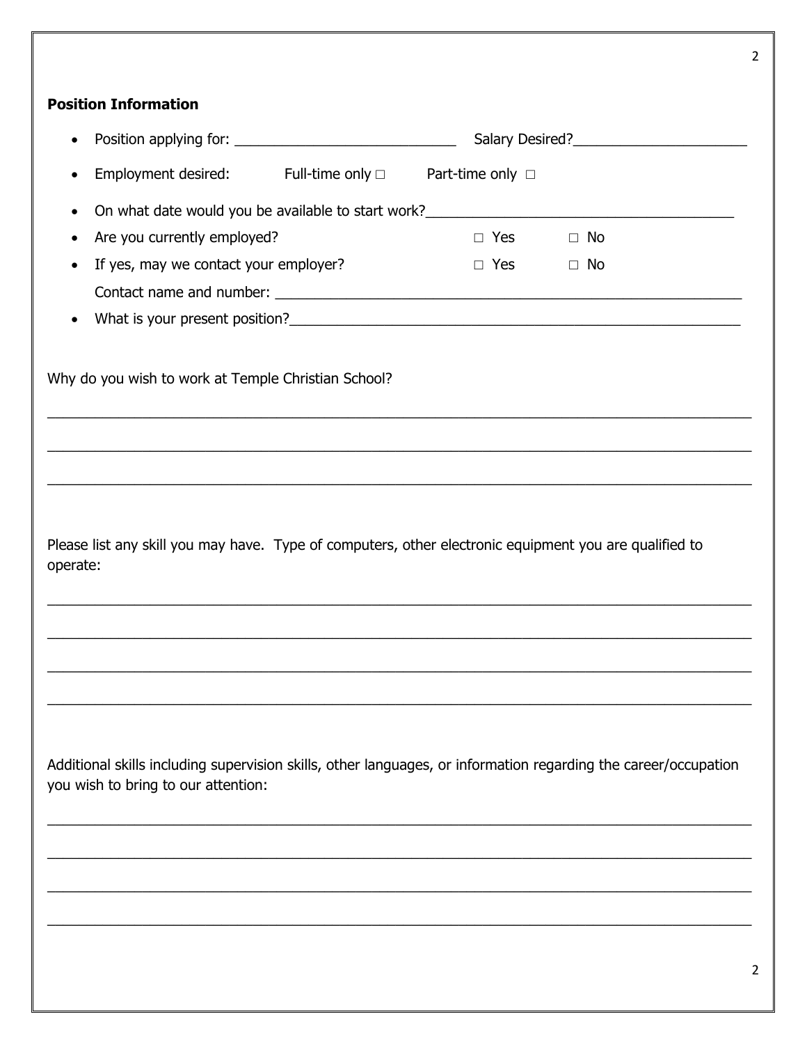**Position Information**

- Position applying for: ____________________________ Salary Desired?_____________________
- Employment desired: Full-time only □ Part-time only □
- On what date would you be available to start work?_______________________________________
- Are you currently employed? □ Yes □ No
- If yes, may we contact your employer? □ Yes □ No

  Contact name and number: _______________________________________________________
- What is your present position?______________________________________________________

Why do you wish to work at Temple Christian School?

_______________________________________________________________________________

_______________________________________________________________________________

_______________________________________________________________________________

Please list any skill you may have. Type of computers, other electronic equipment you are qualified to operate:

_______________________________________________________________________________

_______________________________________________________________________________

_______________________________________________________________________________

_______________________________________________________________________________

Additional skills including supervision skills, other languages, or information regarding the career/occupation you wish to bring to our attention:

_______________________________________________________________________________

_______________________________________________________________________________

_______________________________________________________________________________

_______________________________________________________________________________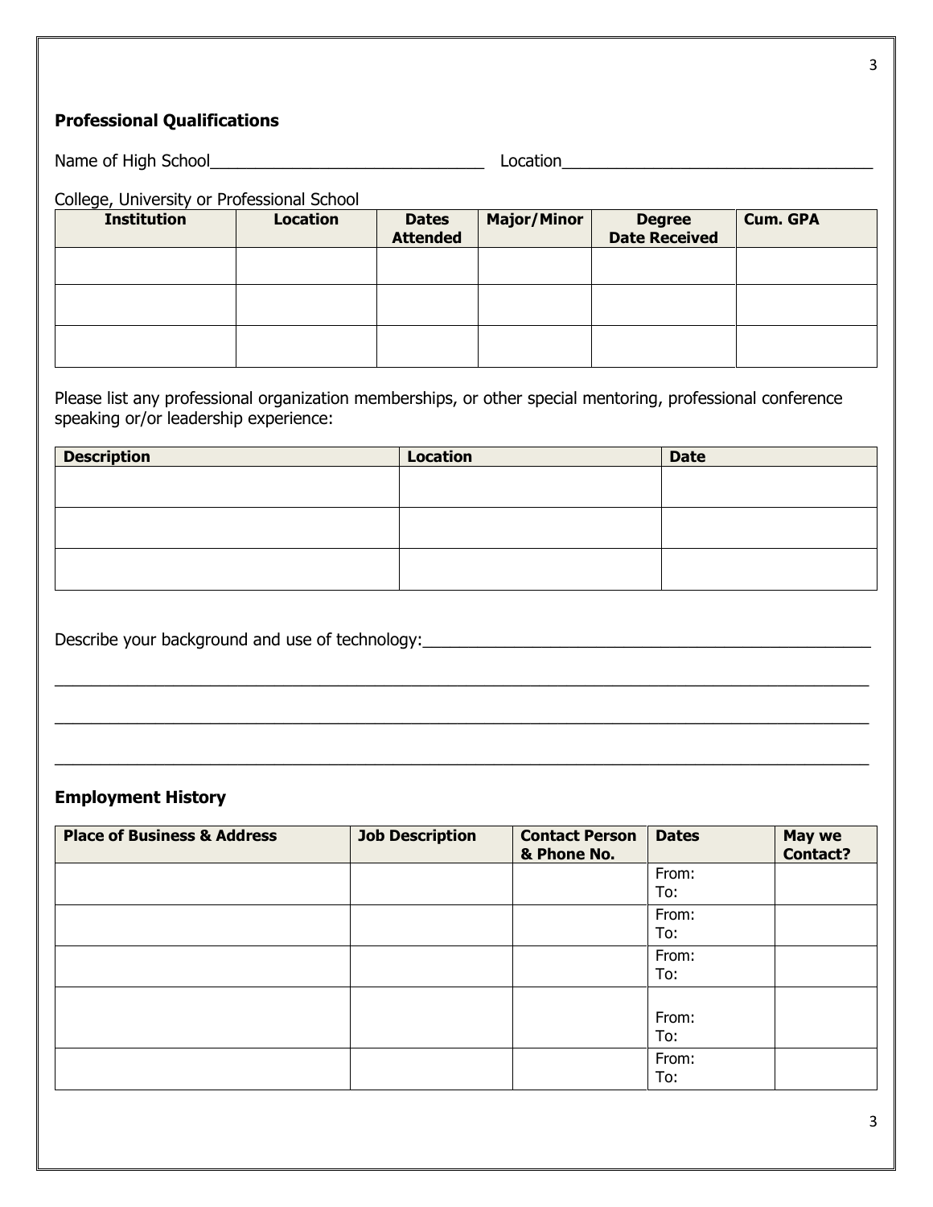## Professional Qualifications

Name of High School_______________________________ Location___________________________________

College, University or Professional School

| Institution | Location | Dates Attended | Major/Minor | Degree Date Received | Cum. GPA |
|---|---|---|---|---|---|
| | | | | | |
| | | | | | |
| | | | | | |

Please list any professional organization memberships, or other special mentoring, professional conference speaking or/or leadership experience:

| Description | Location | Date |
|---|---|---|
| | | |
| | | |
| | | |

Describe your background and use of technology:___________________________________________________

_____________________________________________________________________________________________

_____________________________________________________________________________________________

_____________________________________________________________________________________________

## Employment History

| Place of Business & Address | Job Description | Contact Person & Phone No. | Dates | May we Contact? |
|---|---|---|---|---|
| | | | From: To: | |
| | | | From: To: | |
| | | | From: To: | |
| | | | From: To: | |
| | | | From: To: | |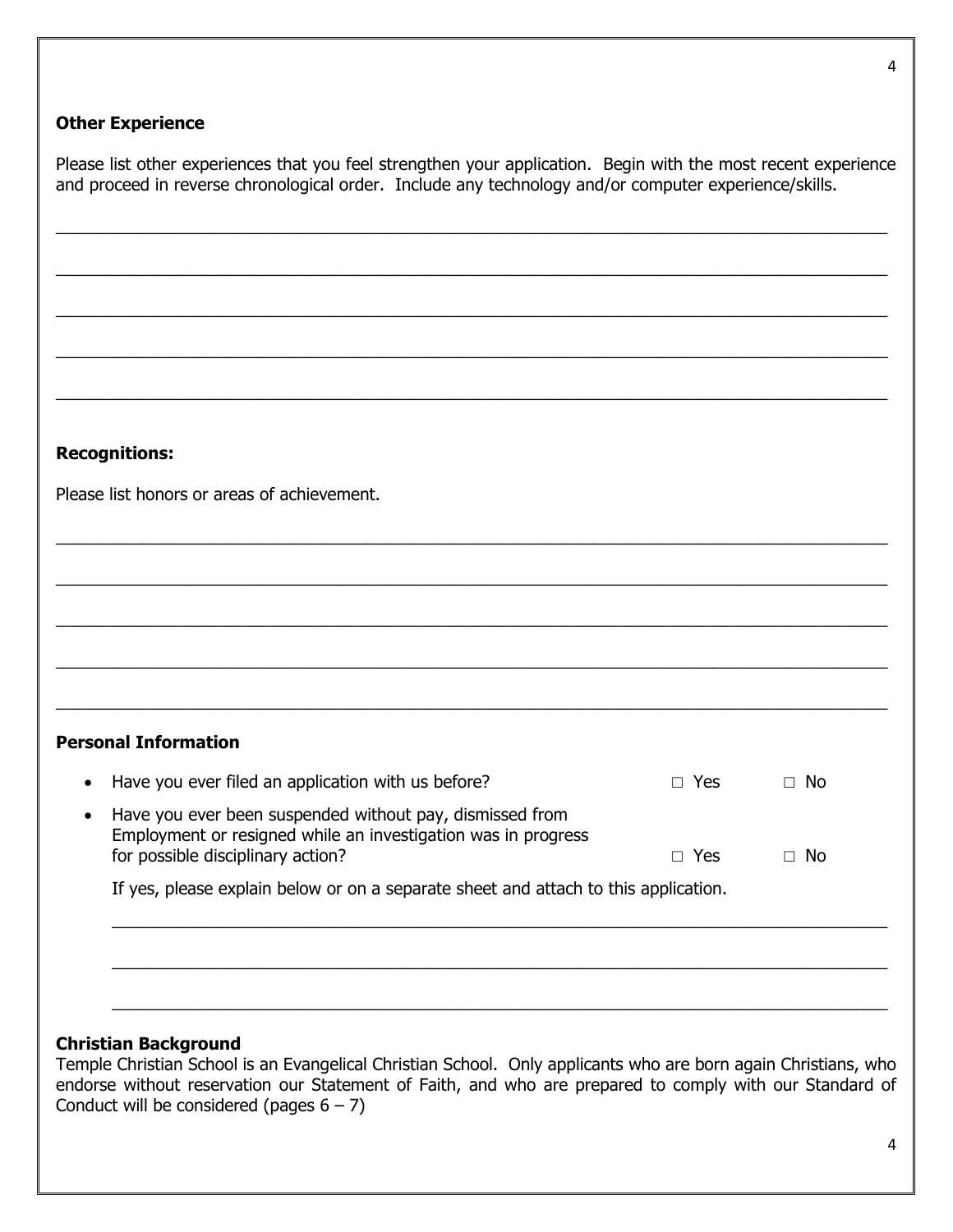**Other Experience**

Please list other experiences that you feel strengthen your application. Begin with the most recent experience and proceed in reverse chronological order. Include any technology and/or computer experience/skills.

\_\_\_\_\_\_\_\_\_\_\_\_\_\_\_\_\_\_\_\_\_\_\_\_\_\_\_\_\_\_\_\_\_\_\_\_\_\_\_\_\_\_\_\_\_\_\_\_\_\_\_\_\_\_\_\_\_\_\_\_\_\_\_\_\_\_\_\_\_\_\_\_\_\_\_\_

\_\_\_\_\_\_\_\_\_\_\_\_\_\_\_\_\_\_\_\_\_\_\_\_\_\_\_\_\_\_\_\_\_\_\_\_\_\_\_\_\_\_\_\_\_\_\_\_\_\_\_\_\_\_\_\_\_\_\_\_\_\_\_\_\_\_\_\_\_\_\_\_\_\_\_\_

\_\_\_\_\_\_\_\_\_\_\_\_\_\_\_\_\_\_\_\_\_\_\_\_\_\_\_\_\_\_\_\_\_\_\_\_\_\_\_\_\_\_\_\_\_\_\_\_\_\_\_\_\_\_\_\_\_\_\_\_\_\_\_\_\_\_\_\_\_\_\_\_\_\_\_\_

\_\_\_\_\_\_\_\_\_\_\_\_\_\_\_\_\_\_\_\_\_\_\_\_\_\_\_\_\_\_\_\_\_\_\_\_\_\_\_\_\_\_\_\_\_\_\_\_\_\_\_\_\_\_\_\_\_\_\_\_\_\_\_\_\_\_\_\_\_\_\_\_\_\_\_\_

\_\_\_\_\_\_\_\_\_\_\_\_\_\_\_\_\_\_\_\_\_\_\_\_\_\_\_\_\_\_\_\_\_\_\_\_\_\_\_\_\_\_\_\_\_\_\_\_\_\_\_\_\_\_\_\_\_\_\_\_\_\_\_\_\_\_\_\_\_\_\_\_\_\_\_\_

**Recognitions:**

Please list honors or areas of achievement.

\_\_\_\_\_\_\_\_\_\_\_\_\_\_\_\_\_\_\_\_\_\_\_\_\_\_\_\_\_\_\_\_\_\_\_\_\_\_\_\_\_\_\_\_\_\_\_\_\_\_\_\_\_\_\_\_\_\_\_\_\_\_\_\_\_\_\_\_\_\_\_\_\_\_\_\_

\_\_\_\_\_\_\_\_\_\_\_\_\_\_\_\_\_\_\_\_\_\_\_\_\_\_\_\_\_\_\_\_\_\_\_\_\_\_\_\_\_\_\_\_\_\_\_\_\_\_\_\_\_\_\_\_\_\_\_\_\_\_\_\_\_\_\_\_\_\_\_\_\_\_\_\_

\_\_\_\_\_\_\_\_\_\_\_\_\_\_\_\_\_\_\_\_\_\_\_\_\_\_\_\_\_\_\_\_\_\_\_\_\_\_\_\_\_\_\_\_\_\_\_\_\_\_\_\_\_\_\_\_\_\_\_\_\_\_\_\_\_\_\_\_\_\_\_\_\_\_\_\_

\_\_\_\_\_\_\_\_\_\_\_\_\_\_\_\_\_\_\_\_\_\_\_\_\_\_\_\_\_\_\_\_\_\_\_\_\_\_\_\_\_\_\_\_\_\_\_\_\_\_\_\_\_\_\_\_\_\_\_\_\_\_\_\_\_\_\_\_\_\_\_\_\_\_\_\_

\_\_\_\_\_\_\_\_\_\_\_\_\_\_\_\_\_\_\_\_\_\_\_\_\_\_\_\_\_\_\_\_\_\_\_\_\_\_\_\_\_\_\_\_\_\_\_\_\_\_\_\_\_\_\_\_\_\_\_\_\_\_\_\_\_\_\_\_\_\_\_\_\_\_\_\_

**Personal Information**

- Have you ever filed an application with us before? □ Yes □ No
- Have you ever been suspended without pay, dismissed from Employment or resigned while an investigation was in progress for possible disciplinary action? □ Yes □ No

  If yes, please explain below or on a separate sheet and attach to this application.

  \_\_\_\_\_\_\_\_\_\_\_\_\_\_\_\_\_\_\_\_\_\_\_\_\_\_\_\_\_\_\_\_\_\_\_\_\_\_\_\_\_\_\_\_\_\_\_\_\_\_\_\_\_\_\_\_\_\_\_\_\_\_\_\_\_\_\_\_\_\_\_\_\_\_

  \_\_\_\_\_\_\_\_\_\_\_\_\_\_\_\_\_\_\_\_\_\_\_\_\_\_\_\_\_\_\_\_\_\_\_\_\_\_\_\_\_\_\_\_\_\_\_\_\_\_\_\_\_\_\_\_\_\_\_\_\_\_\_\_\_\_\_\_\_\_\_\_\_\_

  \_\_\_\_\_\_\_\_\_\_\_\_\_\_\_\_\_\_\_\_\_\_\_\_\_\_\_\_\_\_\_\_\_\_\_\_\_\_\_\_\_\_\_\_\_\_\_\_\_\_\_\_\_\_\_\_\_\_\_\_\_\_\_\_\_\_\_\_\_\_\_\_\_\_

**Christian Background**

Temple Christian School is an Evangelical Christian School. Only applicants who are born again Christians, who endorse without reservation our Statement of Faith, and who are prepared to comply with our Standard of Conduct will be considered (pages 6 – 7)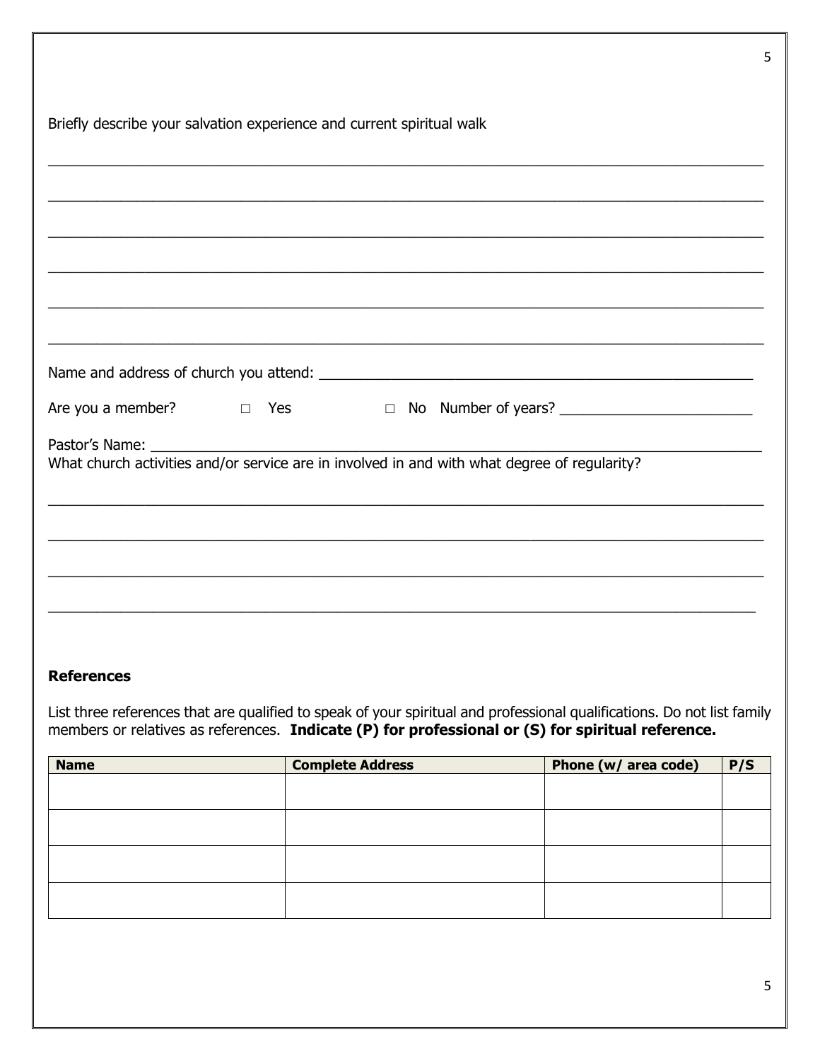Briefly describe your salvation experience and current spiritual walk

________________________________________________________________________________________

________________________________________________________________________________________

________________________________________________________________________________________

________________________________________________________________________________________

________________________________________________________________________________________

________________________________________________________________________________________

Name and address of church you attend: ________________________________________________________

Are you a member? □ Yes □ No Number of years? ________________________

Pastor's Name: ________________________________________________________________________
What church activities and/or service are in involved in and with what degree of regularity?

________________________________________________________________________________________

________________________________________________________________________________________

________________________________________________________________________________________

________________________________________________________________________________________

### References

List three references that are qualified to speak of your spiritual and professional qualifications. Do not list family members or relatives as references. **Indicate (P) for professional or (S) for spiritual reference.**

| Name | Complete Address | Phone (w/ area code) | P/S |
|---|---|---|---|
| | | | |
| | | | |
| | | | |
| | | | |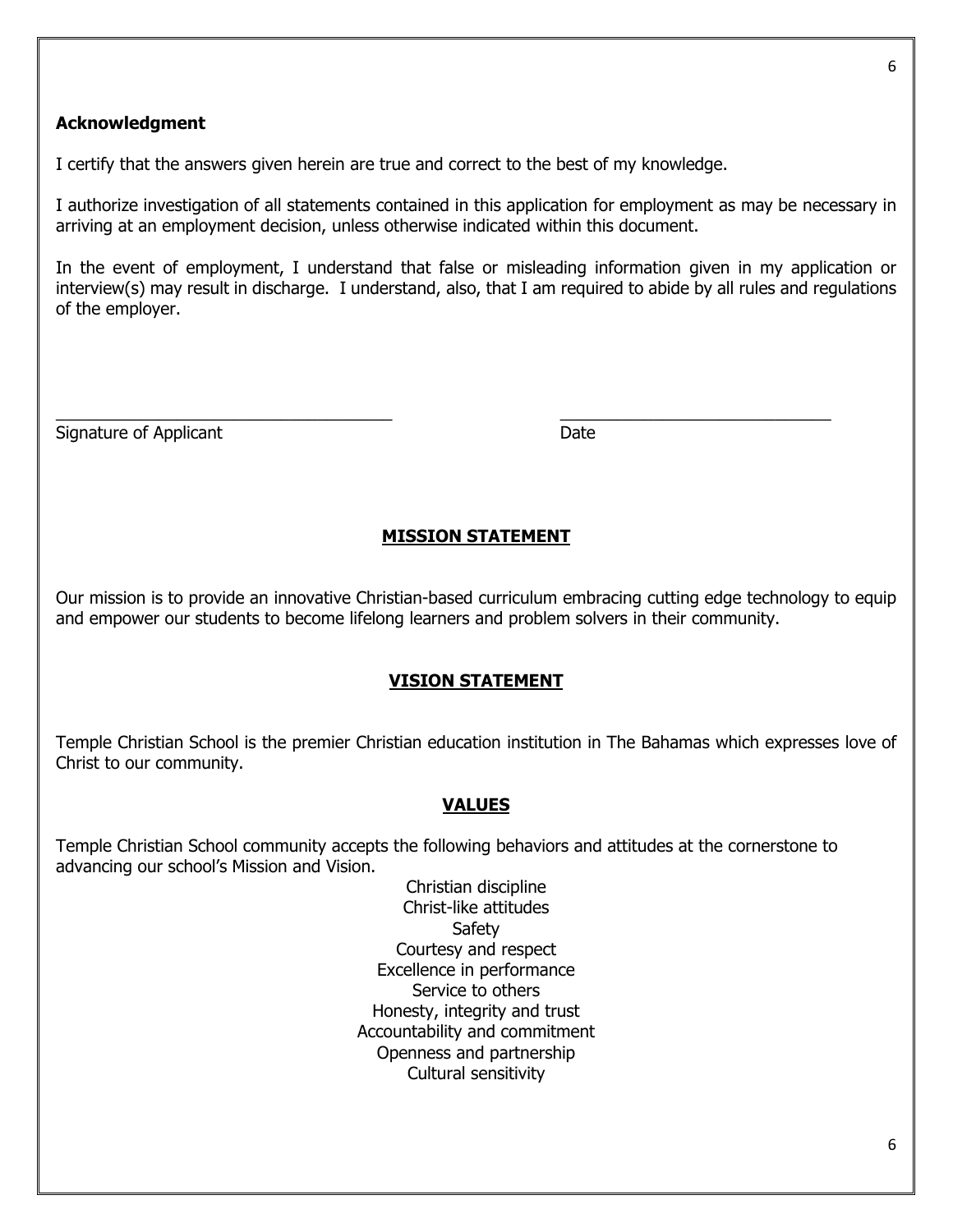**Acknowledgment**

I certify that the answers given herein are true and correct to the best of my knowledge.

I authorize investigation of all statements contained in this application for employment as may be necessary in arriving at an employment decision, unless otherwise indicated within this document.

In the event of employment, I understand that false or misleading information given in my application or interview(s) may result in discharge. I understand, also, that I am required to abide by all rules and regulations of the employer.

_____________________________________ _____________________________

Signature of Applicant Date

## MISSION STATEMENT

Our mission is to provide an innovative Christian-based curriculum embracing cutting edge technology to equip and empower our students to become lifelong learners and problem solvers in their community.

## VISION STATEMENT

Temple Christian School is the premier Christian education institution in The Bahamas which expresses love of Christ to our community.

## VALUES

Temple Christian School community accepts the following behaviors and attitudes at the cornerstone to advancing our school's Mission and Vision.

Christian discipline
Christ-like attitudes
Safety
Courtesy and respect
Excellence in performance
Service to others
Honesty, integrity and trust
Accountability and commitment
Openness and partnership
Cultural sensitivity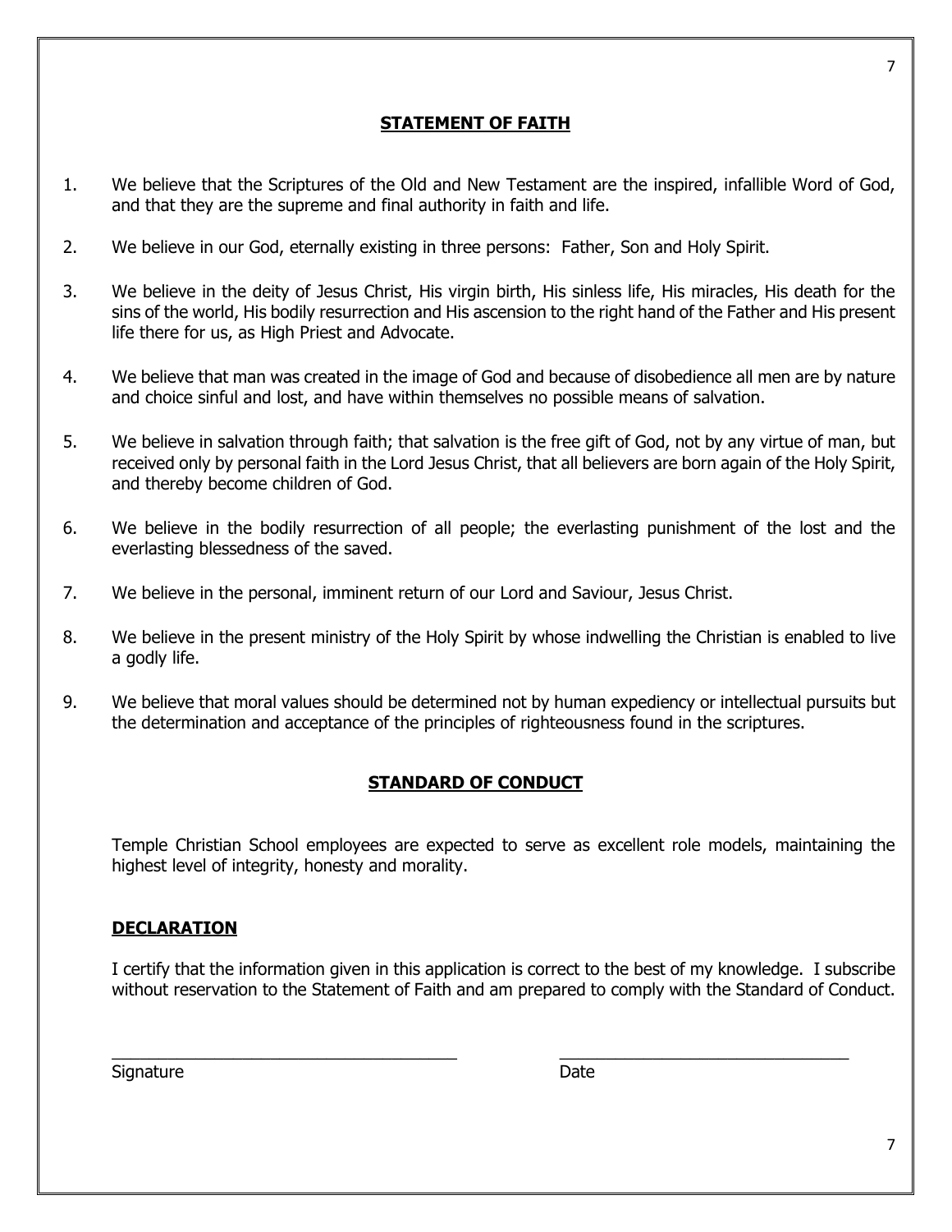## STATEMENT OF FAITH

1. We believe that the Scriptures of the Old and New Testament are the inspired, infallible Word of God, and that they are the supreme and final authority in faith and life.

2. We believe in our God, eternally existing in three persons: Father, Son and Holy Spirit.

3. We believe in the deity of Jesus Christ, His virgin birth, His sinless life, His miracles, His death for the sins of the world, His bodily resurrection and His ascension to the right hand of the Father and His present life there for us, as High Priest and Advocate.

4. We believe that man was created in the image of God and because of disobedience all men are by nature and choice sinful and lost, and have within themselves no possible means of salvation.

5. We believe in salvation through faith; that salvation is the free gift of God, not by any virtue of man, but received only by personal faith in the Lord Jesus Christ, that all believers are born again of the Holy Spirit, and thereby become children of God.

6. We believe in the bodily resurrection of all people; the everlasting punishment of the lost and the everlasting blessedness of the saved.

7. We believe in the personal, imminent return of our Lord and Saviour, Jesus Christ.

8. We believe in the present ministry of the Holy Spirit by whose indwelling the Christian is enabled to live a godly life.

9. We believe that moral values should be determined not by human expediency or intellectual pursuits but the determination and acceptance of the principles of righteousness found in the scriptures.

## STANDARD OF CONDUCT

Temple Christian School employees are expected to serve as excellent role models, maintaining the highest level of integrity, honesty and morality.

### DECLARATION

I certify that the information given in this application is correct to the best of my knowledge. I subscribe without reservation to the Statement of Faith and am prepared to comply with the Standard of Conduct.

_____________________________________ _________________________________

Signature Date